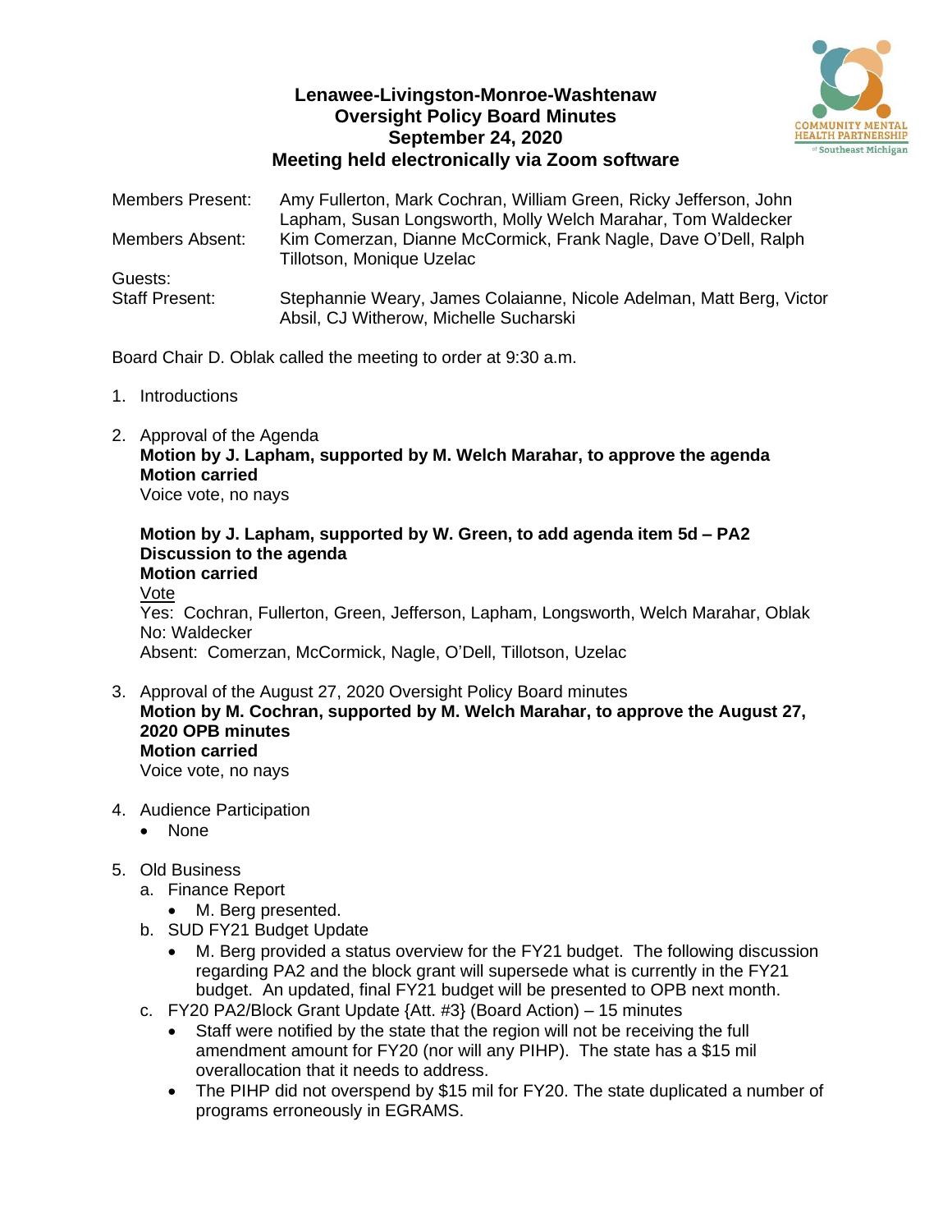# Lenawee-Livingston-Monroe-Washtenaw
# Oversight Policy Board Minutes
# September 24, 2020
# Meeting held electronically via Zoom software

| | |
|---|---|
| Members Present: | Amy Fullerton, Mark Cochran, William Green, Ricky Jefferson, John Lapham, Susan Longsworth, Molly Welch Marahar, Tom Waldecker |
| Members Absent: | Kim Comerzan, Dianne McCormick, Frank Nagle, Dave O'Dell, Ralph Tillotson, Monique Uzelac |
| Guests: | |
| Staff Present: | Stephannie Weary, James Colaianne, Nicole Adelman, Matt Berg, Victor Absil, CJ Witherow, Michelle Sucharski |

Board Chair D. Oblak called the meeting to order at 9:30 a.m.

1. Introductions

2. Approval of the Agenda
   **Motion by J. Lapham, supported by M. Welch Marahar, to approve the agenda**
   **Motion carried**
   Voice vote, no nays

   **Motion by J. Lapham, supported by W. Green, to add agenda item 5d – PA2 Discussion to the agenda**
   **Motion carried**
   Vote
   Yes: Cochran, Fullerton, Green, Jefferson, Lapham, Longsworth, Welch Marahar, Oblak
   No: Waldecker
   Absent: Comerzan, McCormick, Nagle, O'Dell, Tillotson, Uzelac

3. Approval of the August 27, 2020 Oversight Policy Board minutes
   **Motion by M. Cochran, supported by M. Welch Marahar, to approve the August 27, 2020 OPB minutes**
   **Motion carried**
   Voice vote, no nays

4. Audience Participation
   - None

5. Old Business
   a. Finance Report
      - M. Berg presented.
   b. SUD FY21 Budget Update
      - M. Berg provided a status overview for the FY21 budget. The following discussion regarding PA2 and the block grant will supersede what is currently in the FY21 budget. An updated, final FY21 budget will be presented to OPB next month.
   c. FY20 PA2/Block Grant Update {Att. #3} (Board Action) – 15 minutes
      - Staff were notified by the state that the region will not be receiving the full amendment amount for FY20 (nor will any PIHP). The state has a $15 mil overallocation that it needs to address.
      - The PIHP did not overspend by $15 mil for FY20. The state duplicated a number of programs erroneously in EGRAMS.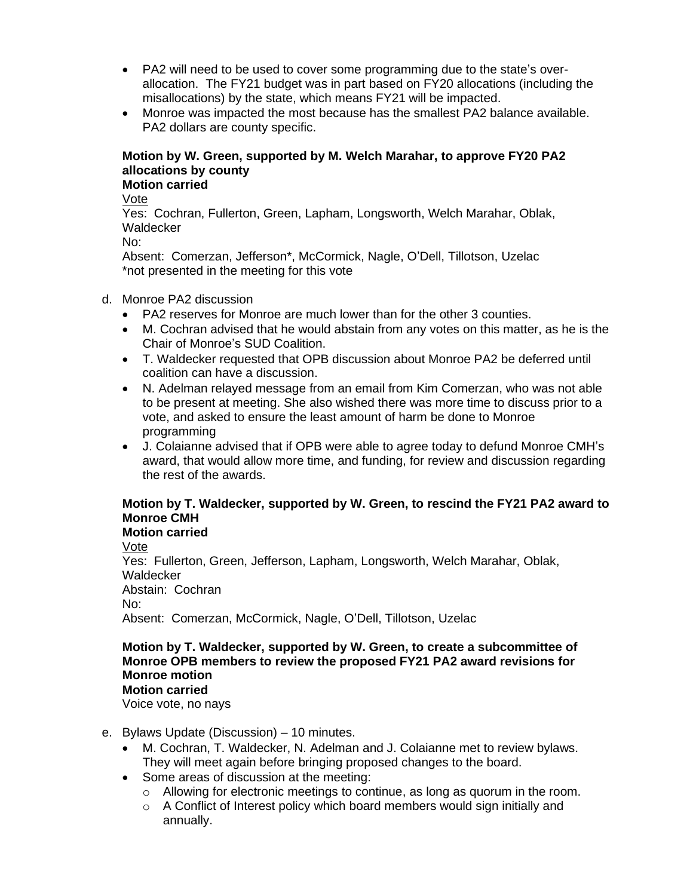- PA2 will need to be used to cover some programming due to the state's over-allocation. The FY21 budget was in part based on FY20 allocations (including the misallocations) by the state, which means FY21 will be impacted.
- Monroe was impacted the most because has the smallest PA2 balance available. PA2 dollars are county specific.

**Motion by W. Green, supported by M. Welch Marahar, to approve FY20 PA2 allocations by county**
**Motion carried**
Vote
Yes: Cochran, Fullerton, Green, Lapham, Longsworth, Welch Marahar, Oblak, Waldecker
No:
Absent: Comerzan, Jefferson*, McCormick, Nagle, O'Dell, Tillotson, Uzelac
*not presented in the meeting for this vote

d. Monroe PA2 discussion
   - PA2 reserves for Monroe are much lower than for the other 3 counties.
   - M. Cochran advised that he would abstain from any votes on this matter, as he is the Chair of Monroe's SUD Coalition.
   - T. Waldecker requested that OPB discussion about Monroe PA2 be deferred until coalition can have a discussion.
   - N. Adelman relayed message from an email from Kim Comerzan, who was not able to be present at meeting. She also wished there was more time to discuss prior to a vote, and asked to ensure the least amount of harm be done to Monroe programming
   - J. Colaianne advised that if OPB were able to agree today to defund Monroe CMH's award, that would allow more time, and funding, for review and discussion regarding the rest of the awards.

**Motion by T. Waldecker, supported by W. Green, to rescind the FY21 PA2 award to Monroe CMH**
**Motion carried**
Vote
Yes: Fullerton, Green, Jefferson, Lapham, Longsworth, Welch Marahar, Oblak, Waldecker
Abstain: Cochran
No:
Absent: Comerzan, McCormick, Nagle, O'Dell, Tillotson, Uzelac

**Motion by T. Waldecker, supported by W. Green, to create a subcommittee of Monroe OPB members to review the proposed FY21 PA2 award revisions for Monroe motion**
**Motion carried**
Voice vote, no nays

e. Bylaws Update (Discussion) – 10 minutes.
   - M. Cochran, T. Waldecker, N. Adelman and J. Colaianne met to review bylaws. They will meet again before bringing proposed changes to the board.
   - Some areas of discussion at the meeting:
     - Allowing for electronic meetings to continue, as long as quorum in the room.
     - A Conflict of Interest policy which board members would sign initially and annually.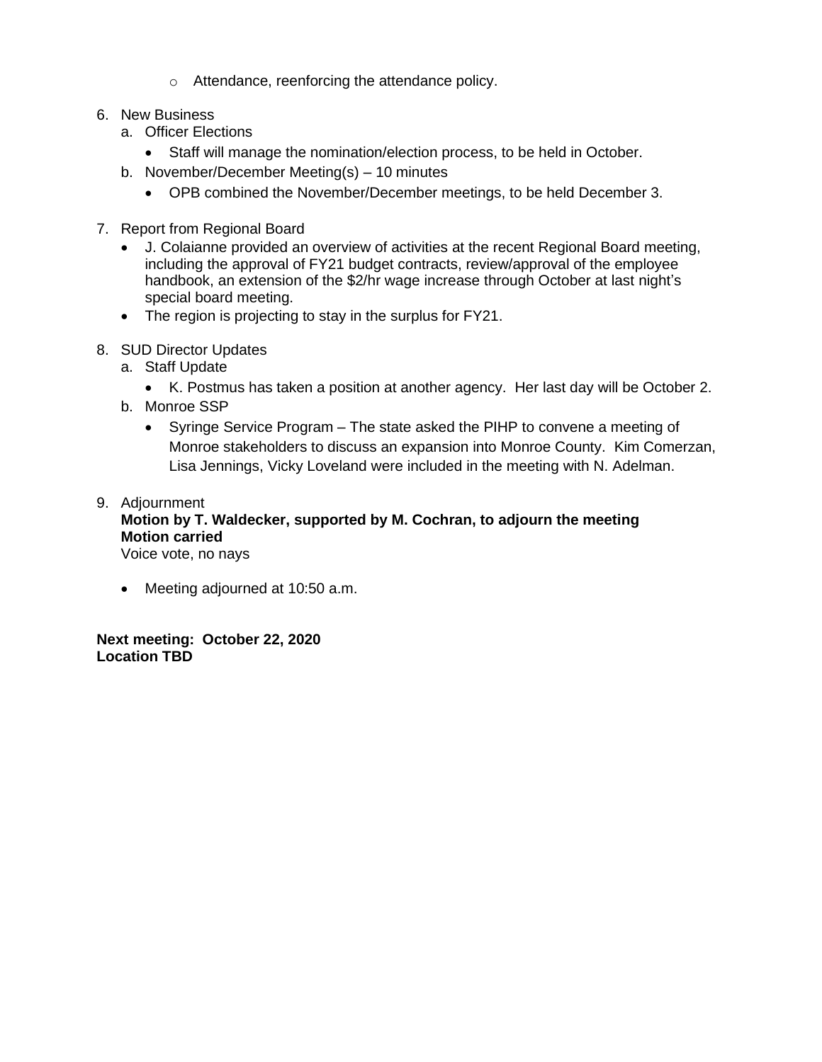- Attendance, reenforcing the attendance policy.

6. New Business
   a. Officer Elections
      - Staff will manage the nomination/election process, to be held in October.
   b. November/December Meeting(s) – 10 minutes
      - OPB combined the November/December meetings, to be held December 3.

7. Report from Regional Board
   - J. Colaianne provided an overview of activities at the recent Regional Board meeting, including the approval of FY21 budget contracts, review/approval of the employee handbook, an extension of the $2/hr wage increase through October at last night's special board meeting.
   - The region is projecting to stay in the surplus for FY21.

8. SUD Director Updates
   a. Staff Update
      - K. Postmus has taken a position at another agency. Her last day will be October 2.
   b. Monroe SSP
      - Syringe Service Program – The state asked the PIHP to convene a meeting of Monroe stakeholders to discuss an expansion into Monroe County. Kim Comerzan, Lisa Jennings, Vicky Loveland were included in the meeting with N. Adelman.

9. Adjournment
   **Motion by T. Waldecker, supported by M. Cochran, to adjourn the meeting**
   **Motion carried**
   Voice vote, no nays

   - Meeting adjourned at 10:50 a.m.

**Next meeting: October 22, 2020**
**Location TBD**